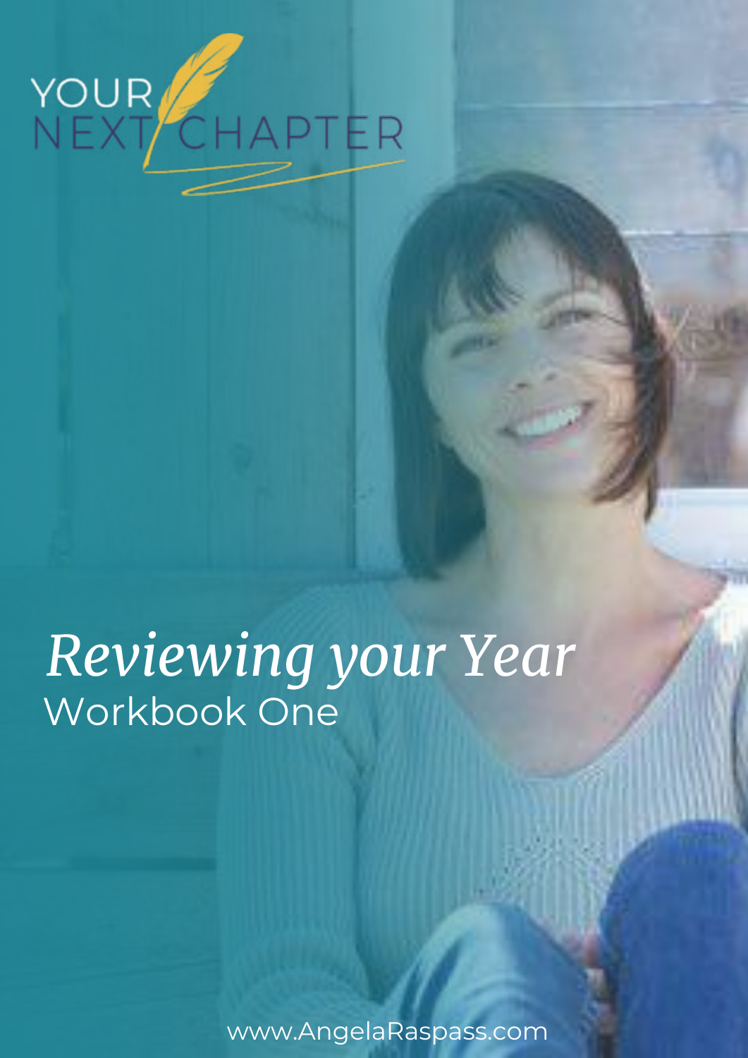YOUR NEXT CHAPTER

# *Reviewing your Year*

## Workbook One

www.AngelaRaspass.com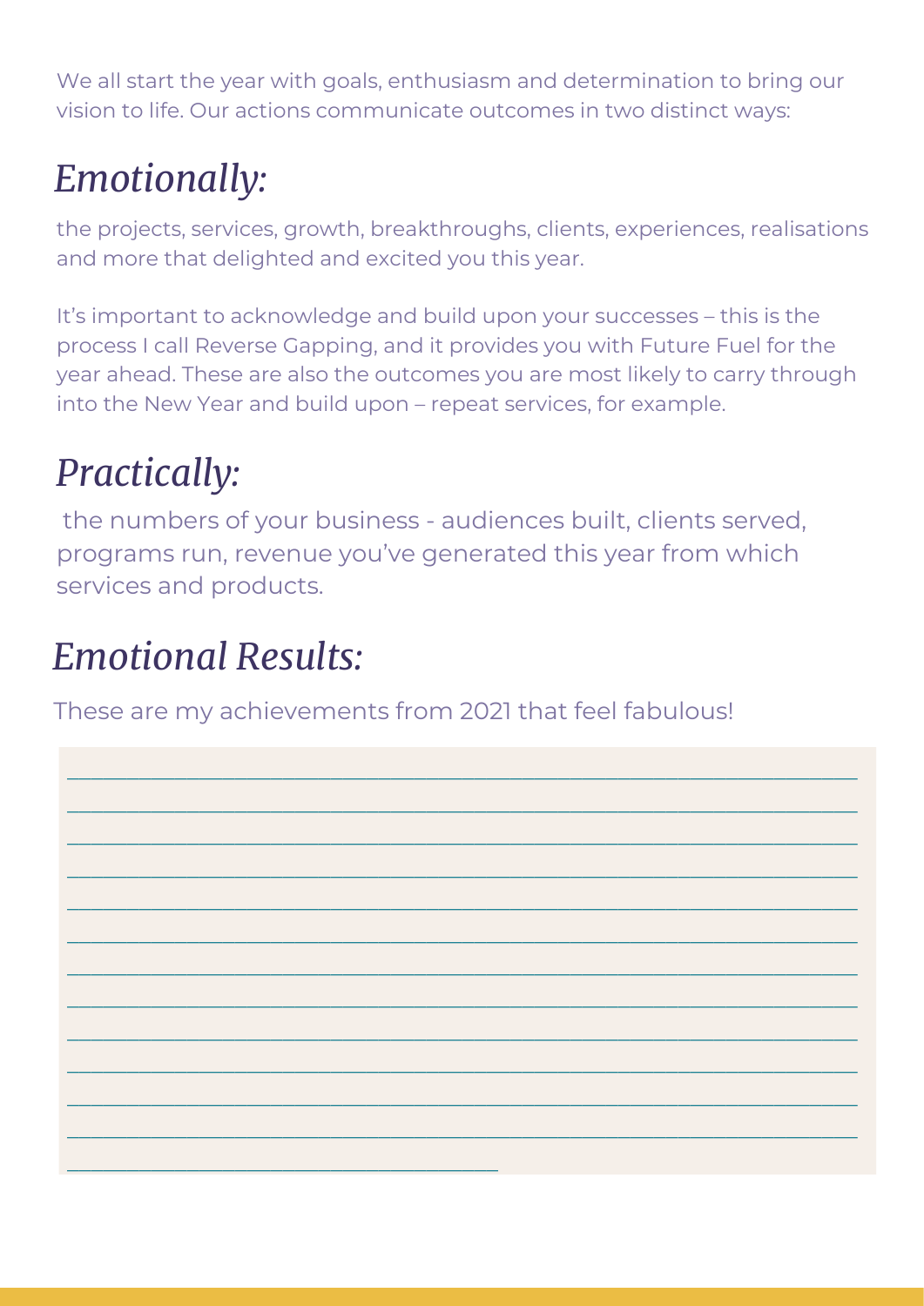We all start the year with goals, enthusiasm and determination to bring our vision to life. Our actions communicate outcomes in two distinct ways:

## *Emotionally:*

the projects, services, growth, breakthroughs, clients, experiences, realisations and more that delighted and excited you this year.

It's important to acknowledge and build upon your successes – this is the process I call Reverse Gapping, and it provides you with Future Fuel for the year ahead. These are also the outcomes you are most likely to carry through into the New Year and build upon – repeat services, for example.

## *Practically:*

the numbers of your business - audiences built, clients served, programs run, revenue you've generated this year from which services and products.

## *Emotional Results:*

These are my achievements from 2021 that feel fabulous!

______________________________________________________________________

______________________________________________________________________

______________________________________________________________________

______________________________________________________________________

______________________________________________________________________

______________________________________________________________________

______________________________________________________________________

______________________________________________________________________

______________________________________________________________________

______________________________________________________________________

______________________________________________________________________

______________________________________________________________________

______________________________________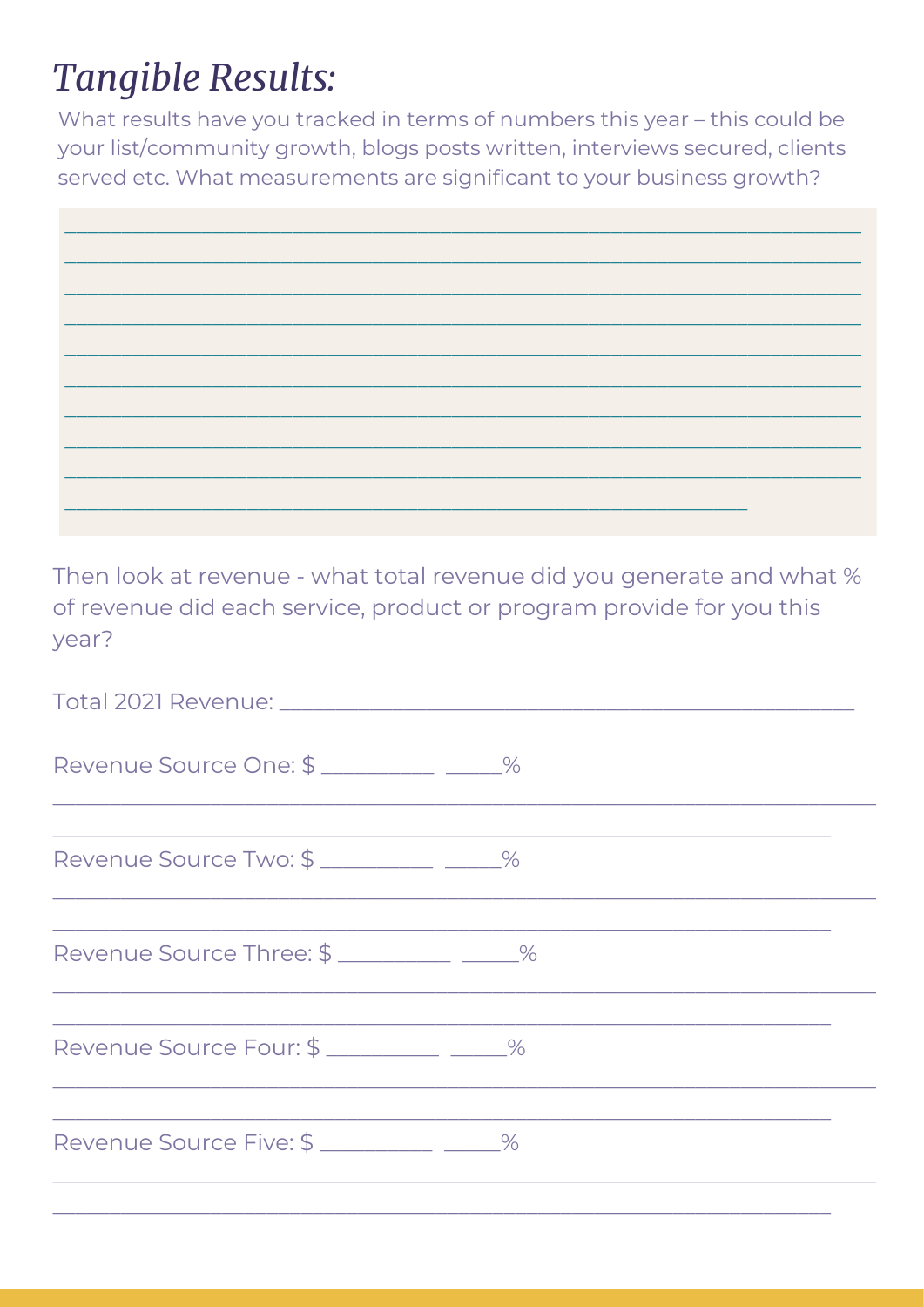# *Tangible Results:*

What results have you tracked in terms of numbers this year – this could be your list/community growth, blogs posts written, interviews secured, clients served etc. What measurements are significant to your business growth?

______________________________________________________________________________
______________________________________________________________________________
______________________________________________________________________________
______________________________________________________________________________
______________________________________________________________________________
______________________________________________________________________________
______________________________________________________________________________
______________________________________________________________________________
______________________________________________________________________________
____________________________________________________________________

Then look at revenue - what total revenue did you generate and what % of revenue did each service, product or program provide for you this year?

Total 2021 Revenue: ____________________________________________

Revenue Source One: $ __________ _____%

______________________________________________________________________________
____________________________________________________________________

Revenue Source Two: $ __________ _____%

______________________________________________________________________________
____________________________________________________________________

Revenue Source Three: $ __________ _____%

______________________________________________________________________________
____________________________________________________________________

Revenue Source Four: $ __________ _____%

______________________________________________________________________________
____________________________________________________________________

Revenue Source Five: $ __________ _____%

______________________________________________________________________________
____________________________________________________________________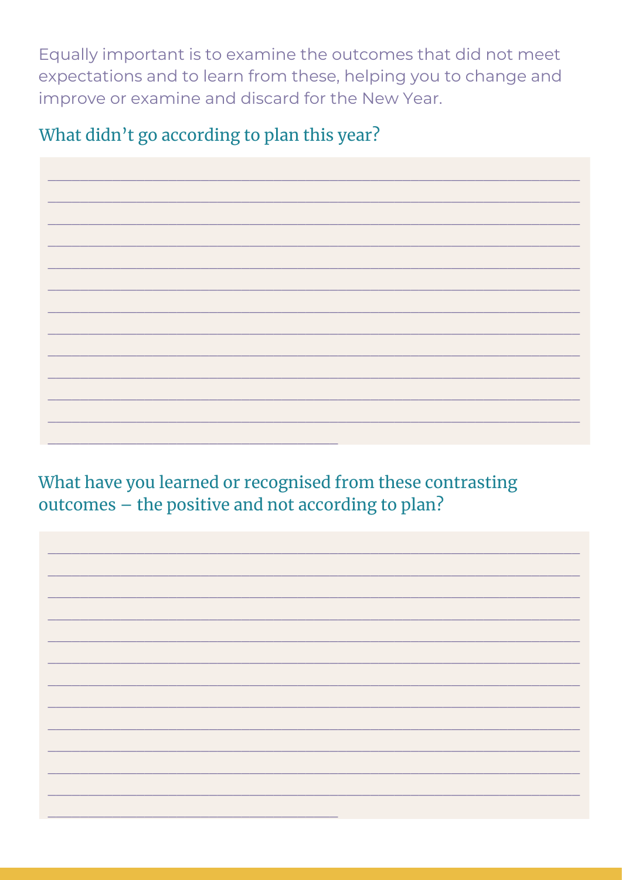Equally important is to examine the outcomes that did not meet expectations and to learn from these, helping you to change and improve or examine and discard for the New Year.

## What didn't go according to plan this year?

_______________________________________________________________________________
_______________________________________________________________________________
_______________________________________________________________________________
_______________________________________________________________________________
_______________________________________________________________________________
_______________________________________________________________________________
_______________________________________________________________________________
_______________________________________________________________________________
_______________________________________________________________________________
_______________________________________________________________________________
_______________________________________________________________________________
_______________________________________________________________________________
___________________________________________

## What have you learned or recognised from these contrasting outcomes – the positive and not according to plan?

_______________________________________________________________________________
_______________________________________________________________________________
_______________________________________________________________________________
_______________________________________________________________________________
_______________________________________________________________________________
_______________________________________________________________________________
_______________________________________________________________________________
_______________________________________________________________________________
_______________________________________________________________________________
_______________________________________________________________________________
_______________________________________________________________________________
_______________________________________________________________________________
___________________________________________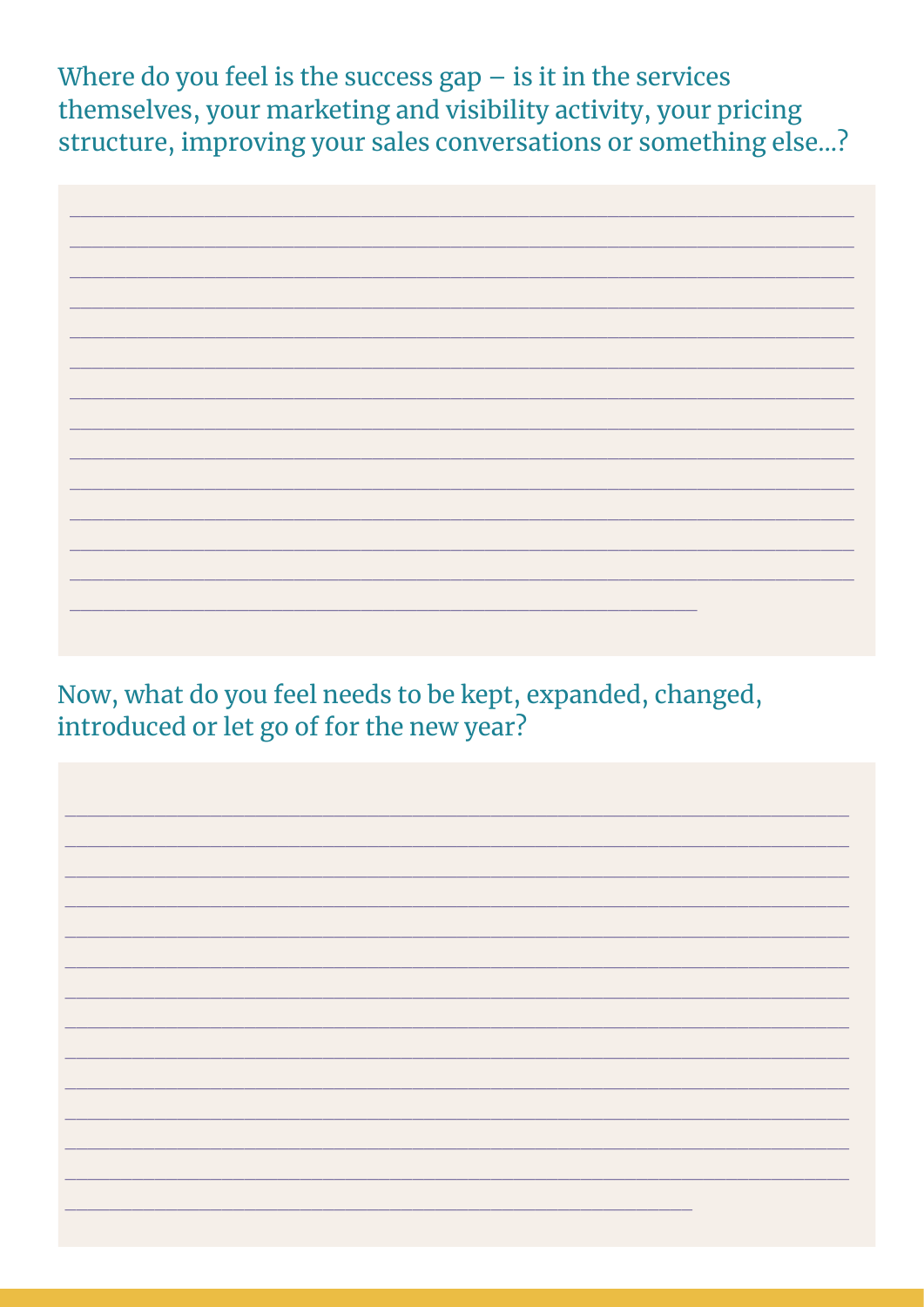Where do you feel is the success gap – is it in the services themselves, your marketing and visibility activity, your pricing structure, improving your sales conversations or something else...?

Now, what do you feel needs to be kept, expanded, changed, introduced or let go of for the new year?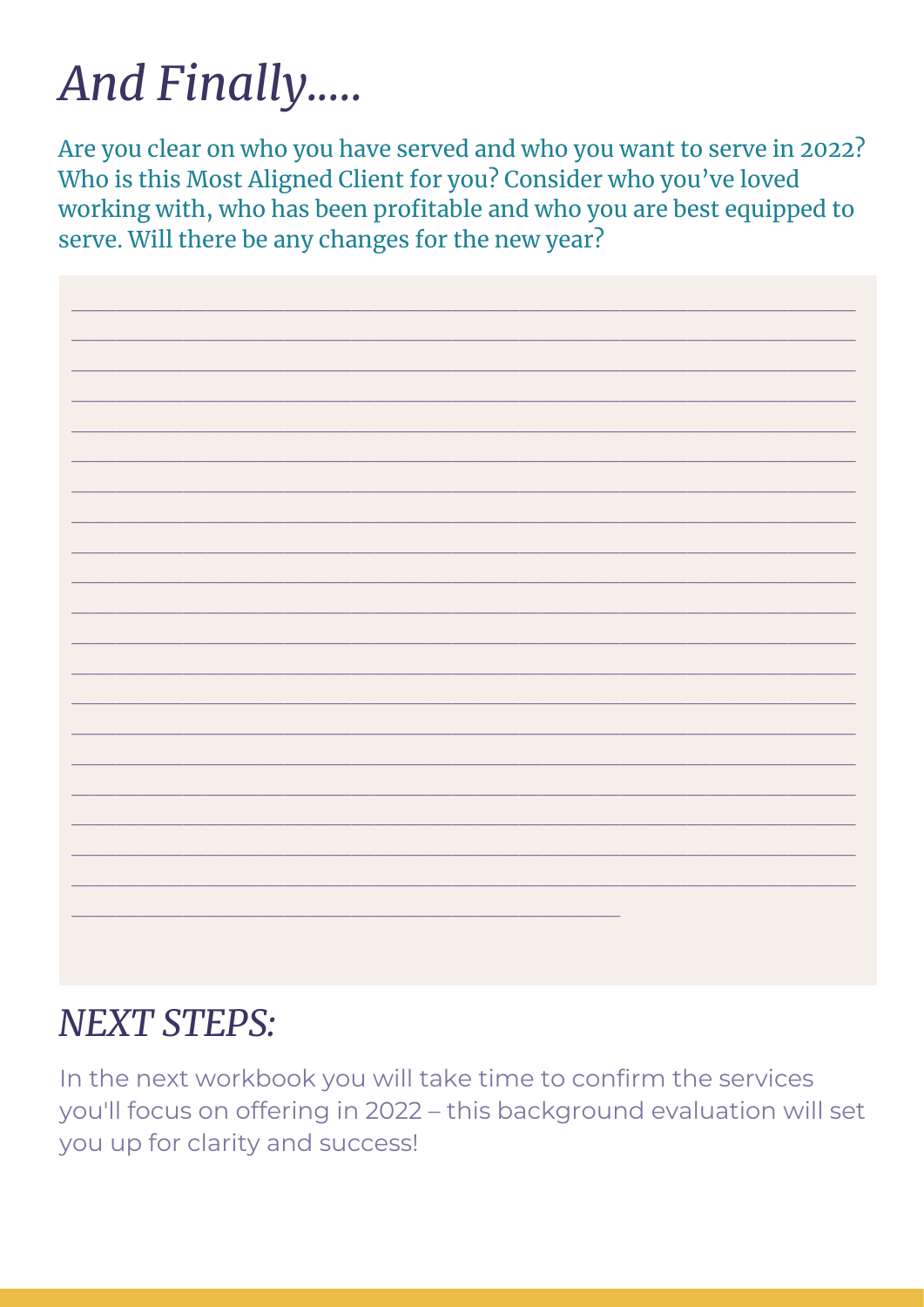# *And Finally.....*

Are you clear on who you have served and who you want to serve in 2022? Who is this Most Aligned Client for you? Consider who you've loved working with, who has been profitable and who you are best equipped to serve. Will there be any changes for the new year?

## *NEXT STEPS:*

In the next workbook you will take time to confirm the services you'll focus on offering in 2022 – this background evaluation will set you up for clarity and success!